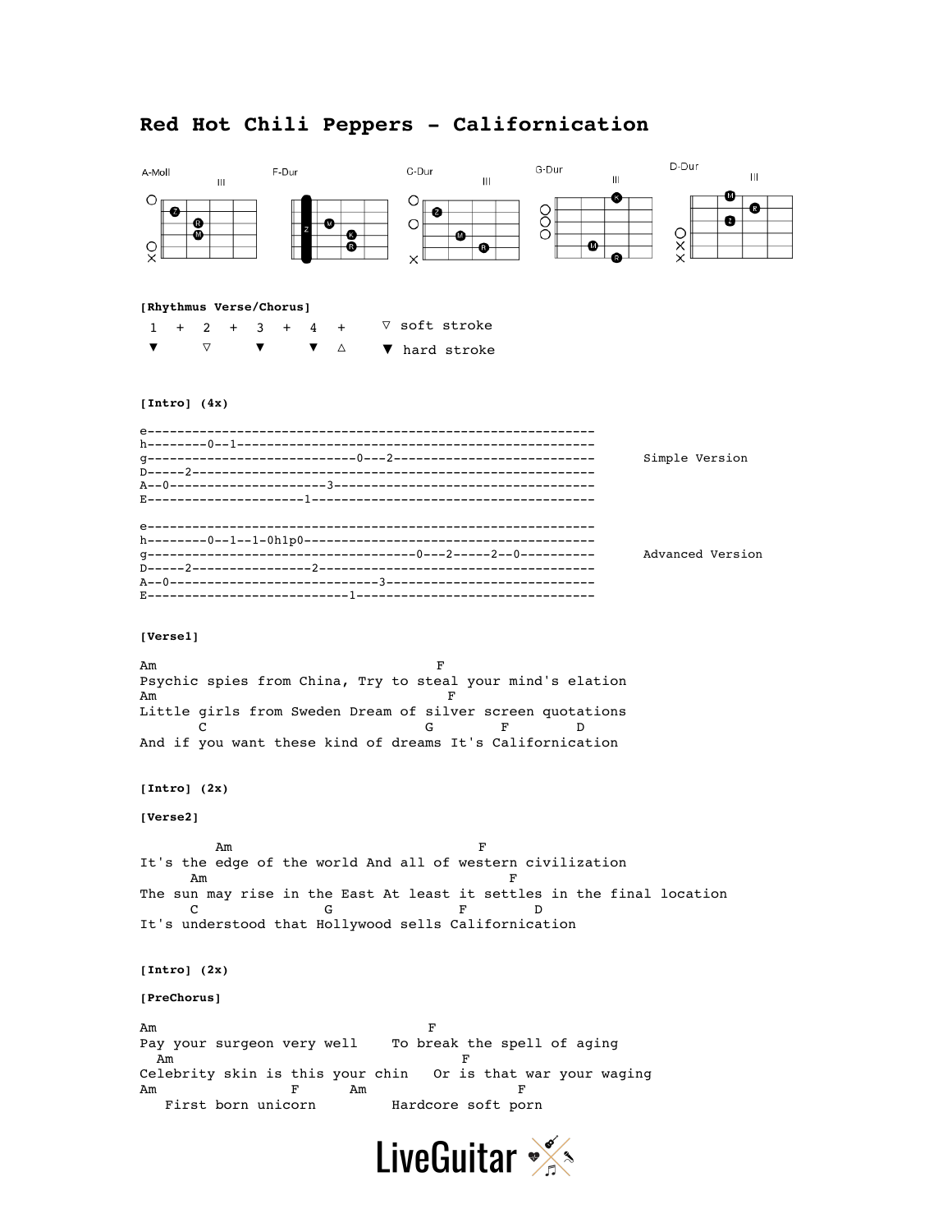# Red Hot Chili Peppers - Californication

A-Moll F-Dur C-Dur G-Dur D-Dur

**[Rhythmus Verse/Chorus]**

```
1   +   2   +   3   +   4   +      ▽ soft stroke
▼       ▽       ▼       ▼   △      ▼ hard stroke
```

**[Intro] (4x)**

Simple Version

```
e------------------------------------------------------------
h--------0--1------------------------------------------------
g----------------------------0---2---------------------------
D-----2------------------------------------------------------
A--0---------------------3-----------------------------------
E---------------------1--------------------------------------
```

Advanced Version

```
e------------------------------------------------------------
h--------0--1--1-0h1p0---------------------------------------
g------------------------------------0---2-----2--0----------
D-----2----------------2-------------------------------------
A--0----------------------------3----------------------------
E---------------------------1--------------------------------
```

**[Verse1]**

```
Am                                 F
Psychic spies from China, Try to steal your mind's elation
Am                                  F
Little girls from Sweden Dream of silver screen quotations
      C                          G        F        D
And if you want these kind of dreams It's Californication
```

**[Intro] (2x)**

**[Verse2]**

```
         Am                               F
It's the edge of the world And all of western civilization
      Am                                      F
The sun may rise in the East At least it settles in the final location
      C              G                F       D
It's understood that Hollywood sells Californication
```

**[Intro] (2x)**

**[PreChorus]**

```
Am                                F
Pay your surgeon very well    To break the spell of aging
  Am                                  F
Celebrity skin is this your chin   Or is that war your waging
Am                F      Am                 F
   First born unicorn         Hardcore soft porn
```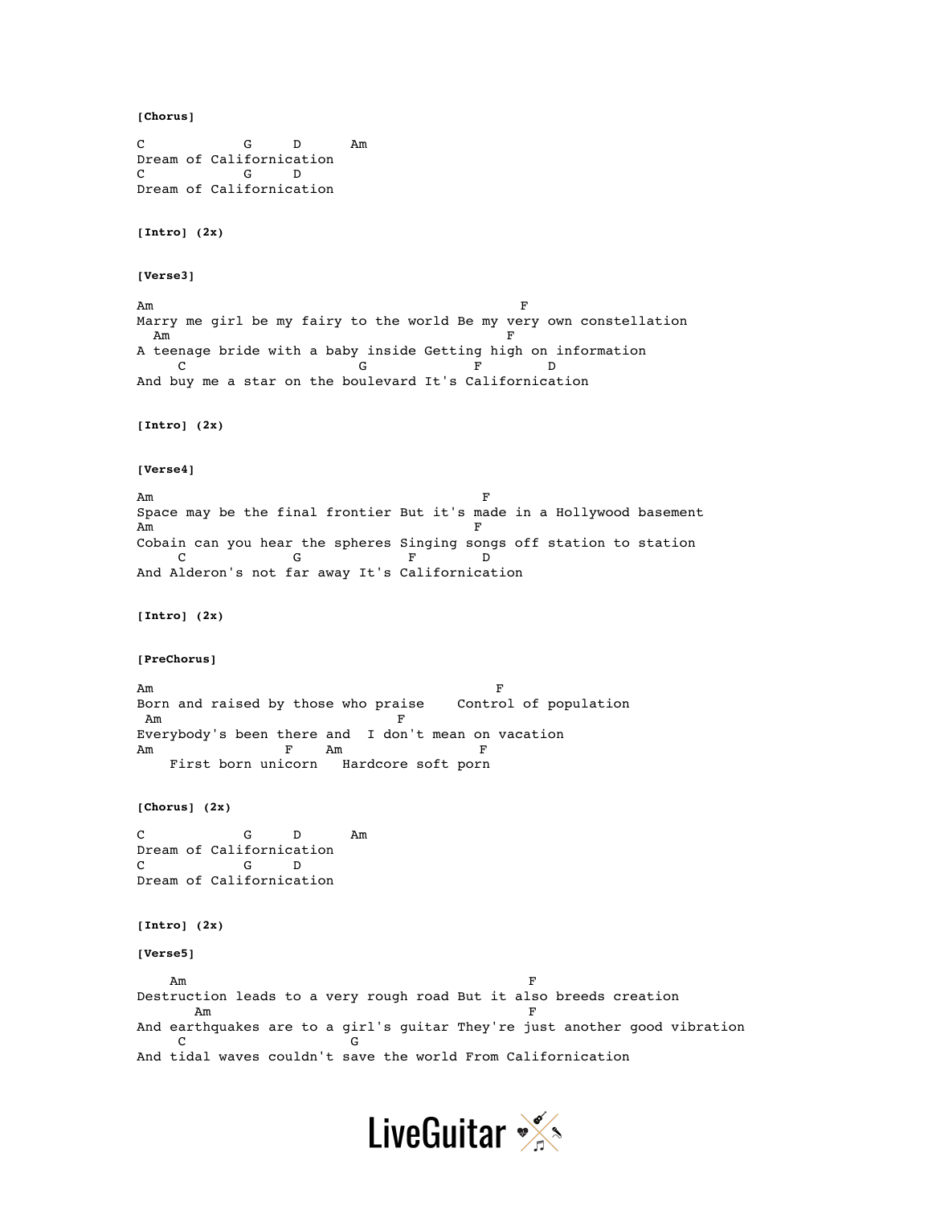**[Chorus]**

```
C           G     D      Am
Dream of Californication
C           G     D
Dream of Californication
```

**[Intro] (2x)**

**[Verse3]**

```
Am                                              F
Marry me girl be my fairy to the world Be my very own constellation
  Am                                          F
A teenage bride with a baby inside Getting high on information
     C                     G            F       D
And buy me a star on the boulevard It's Californication
```

**[Intro] (2x)**

**[Verse4]**

```
Am                                         F
Space may be the final frontier But it's made in a Hollywood basement
Am                                         F
Cobain can you hear the spheres Singing songs off station to station
     C             G             F       D
And Alderon's not far away It's Californication
```

**[Intro] (2x)**

**[PreChorus]**

```
Am                                          F
Born and raised by those who praise    Control of population
 Am                             F
Everybody's been there and  I don't mean on vacation
Am              F    Am              F
    First born unicorn   Hardcore soft porn
```

**[Chorus] (2x)**

```
C           G     D      Am
Dream of Californication
C           G     D
Dream of Californication
```

**[Intro] (2x)**

**[Verse5]**

```
    Am                                           F
Destruction leads to a very rough road But it also breeds creation
       Am                                        F
And earthquakes are to a girl's guitar They're just another good vibration
     C                    G
And tidal waves couldn't save the world From Californication
```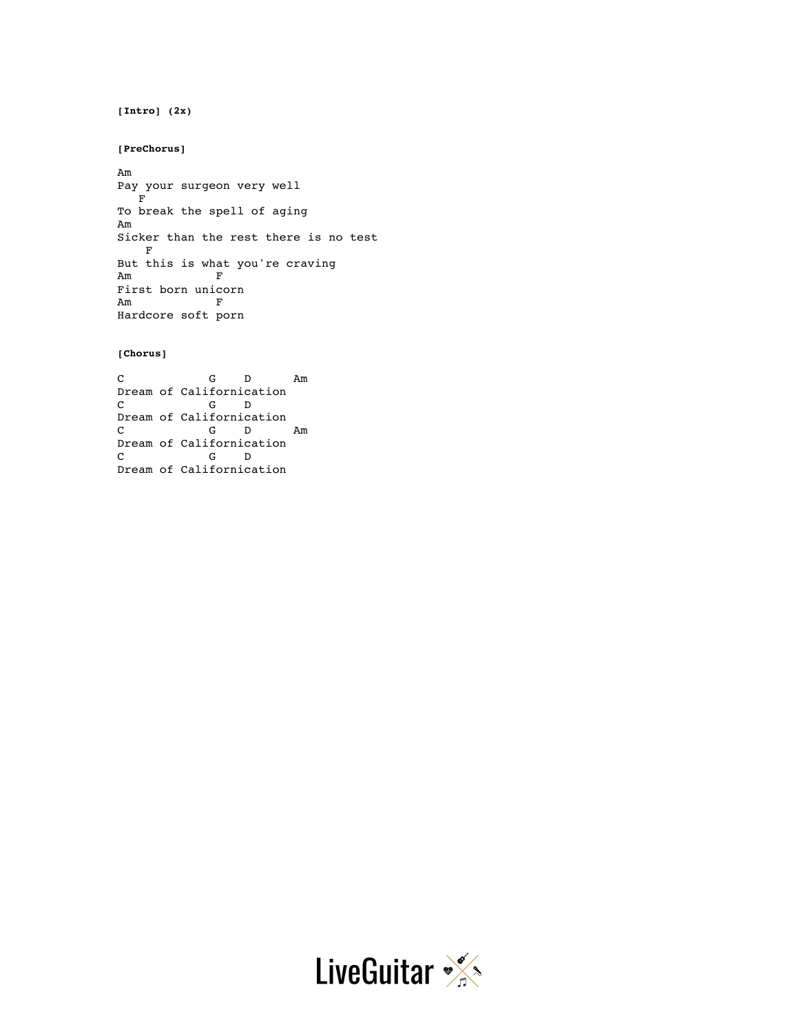**[Intro] (2x)**

**[PreChorus]**

```
Am
Pay your surgeon very well
   F
To break the spell of aging
Am
Sicker than the rest there is no test
    F
But this is what you're craving
Am           F
First born unicorn
Am           F
Hardcore soft porn
```

**[Chorus]**

```
C            G    D      Am
Dream of Californication
C            G    D
Dream of Californication
C            G    D      Am
Dream of Californication
C            G    D
Dream of Californication
```